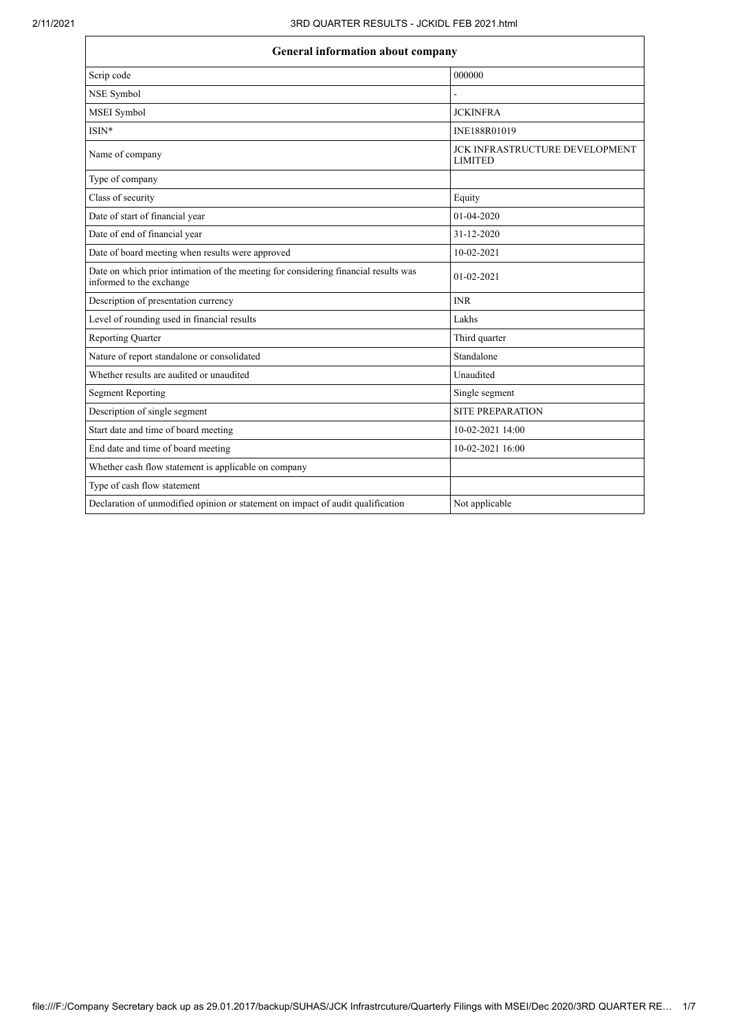| General information about company | |
|---|---|
| Scrip code | 000000 |
| NSE Symbol | - |
| MSEI Symbol | JCKINFRA |
| ISIN* | INE188R01019 |
| Name of company | JCK INFRASTRUCTURE DEVELOPMENT LIMITED |
| Type of company | |
| Class of security | Equity |
| Date of start of financial year | 01-04-2020 |
| Date of end of financial year | 31-12-2020 |
| Date of board meeting when results were approved | 10-02-2021 |
| Date on which prior intimation of the meeting for considering financial results was informed to the exchange | 01-02-2021 |
| Description of presentation currency | INR |
| Level of rounding used in financial results | Lakhs |
| Reporting Quarter | Third quarter |
| Nature of report standalone or consolidated | Standalone |
| Whether results are audited or unaudited | Unaudited |
| Segment Reporting | Single segment |
| Description of single segment | SITE PREPARATION |
| Start date and time of board meeting | 10-02-2021 14:00 |
| End date and time of board meeting | 10-02-2021 16:00 |
| Whether cash flow statement is applicable on company | |
| Type of cash flow statement | |
| Declaration of unmodified opinion or statement on impact of audit qualification | Not applicable |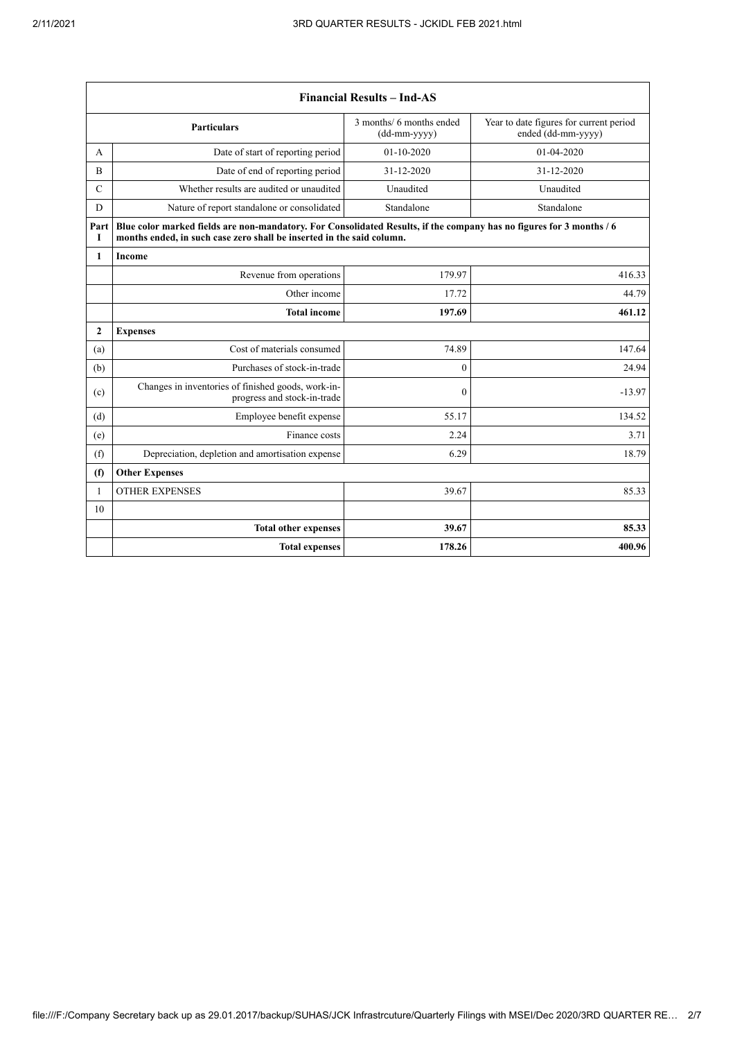| Financial Results – Ind-AS | | | |
|---|---|---|---|
| | Particulars | 3 months/ 6 months ended (dd-mm-yyyy) | Year to date figures for current period ended (dd-mm-yyyy) |
| A | Date of start of reporting period | 01-10-2020 | 01-04-2020 |
| B | Date of end of reporting period | 31-12-2020 | 31-12-2020 |
| C | Whether results are audited or unaudited | Unaudited | Unaudited |
| D | Nature of report standalone or consolidated | Standalone | Standalone |
| Part I | **Blue color marked fields are non-mandatory. For Consolidated Results, if the company has no figures for 3 months / 6 months ended, in such case zero shall be inserted in the said column.** | | |
| **1** | **Income** | | |
| | Revenue from operations | 179.97 | 416.33 |
| | Other income | 17.72 | 44.79 |
| | **Total income** | **197.69** | **461.12** |
| **2** | **Expenses** | | |
| (a) | Cost of materials consumed | 74.89 | 147.64 |
| (b) | Purchases of stock-in-trade | 0 | 24.94 |
| (c) | Changes in inventories of finished goods, work-in-progress and stock-in-trade | 0 | -13.97 |
| (d) | Employee benefit expense | 55.17 | 134.52 |
| (e) | Finance costs | 2.24 | 3.71 |
| (f) | Depreciation, depletion and amortisation expense | 6.29 | 18.79 |
| **(f)** | **Other Expenses** | | |
| 1 | OTHER EXPENSES | 39.67 | 85.33 |
| 10 | | | |
| | **Total other expenses** | **39.67** | **85.33** |
| | **Total expenses** | **178.26** | **400.96** |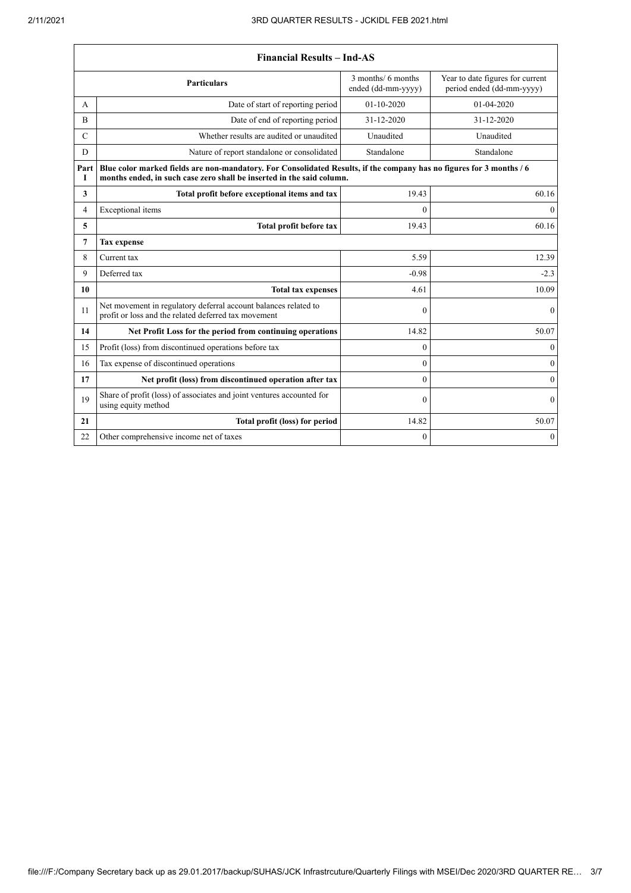| Financial Results – Ind-AS | | | |
|---|---|---|---|
| | **Particulars** | 3 months/ 6 months ended (dd-mm-yyyy) | Year to date figures for current period ended (dd-mm-yyyy) |
| A | Date of start of reporting period | 01-10-2020 | 01-04-2020 |
| B | Date of end of reporting period | 31-12-2020 | 31-12-2020 |
| C | Whether results are audited or unaudited | Unaudited | Unaudited |
| D | Nature of report standalone or consolidated | Standalone | Standalone |
| **Part I** | **Blue color marked fields are non-mandatory. For Consolidated Results, if the company has no figures for 3 months / 6 months ended, in such case zero shall be inserted in the said column.** | | |
| **3** | **Total profit before exceptional items and tax** | 19.43 | 60.16 |
| 4 | Exceptional items | 0 | 0 |
| **5** | **Total profit before tax** | 19.43 | 60.16 |
| **7** | **Tax expense** | | |
| 8 | Current tax | 5.59 | 12.39 |
| 9 | Deferred tax | -0.98 | -2.3 |
| **10** | **Total tax expenses** | 4.61 | 10.09 |
| 11 | Net movement in regulatory deferral account balances related to profit or loss and the related deferred tax movement | 0 | 0 |
| **14** | **Net Profit Loss for the period from continuing operations** | 14.82 | 50.07 |
| 15 | Profit (loss) from discontinued operations before tax | 0 | 0 |
| 16 | Tax expense of discontinued operations | 0 | 0 |
| **17** | **Net profit (loss) from discontinued operation after tax** | 0 | 0 |
| 19 | Share of profit (loss) of associates and joint ventures accounted for using equity method | 0 | 0 |
| **21** | **Total profit (loss) for period** | 14.82 | 50.07 |
| 22 | Other comprehensive income net of taxes | 0 | 0 |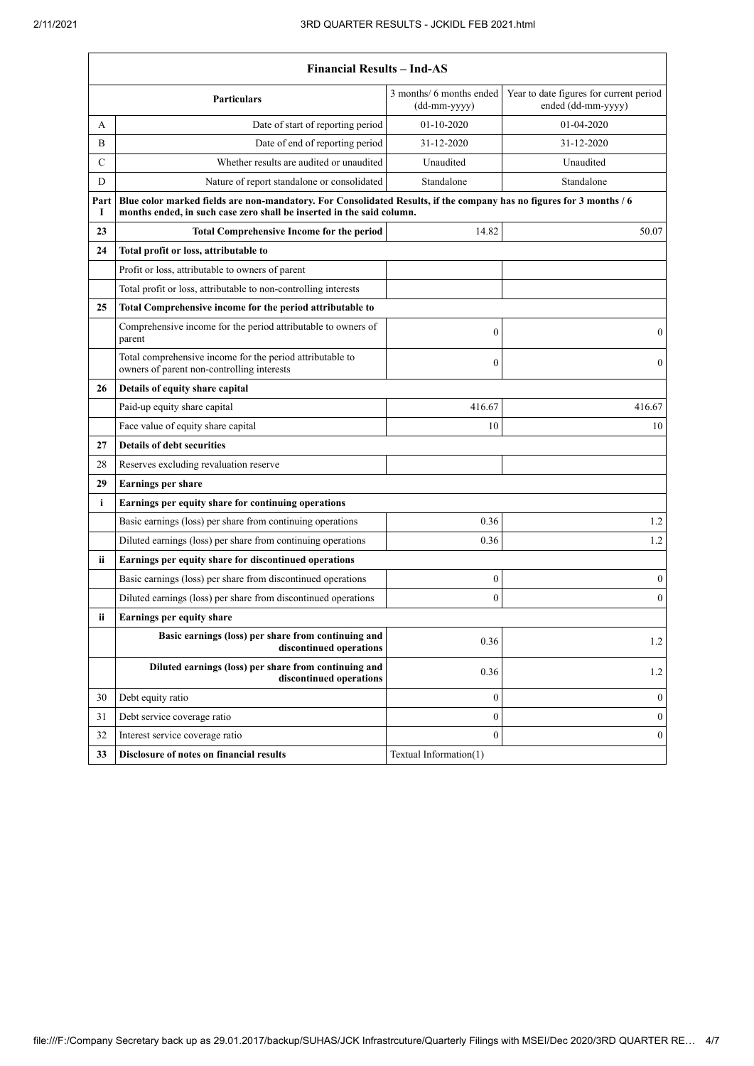| Financial Results – Ind-AS | | | |
|---|---|---|---|
| | **Particulars** | 3 months/ 6 months ended (dd-mm-yyyy) | Year to date figures for current period ended (dd-mm-yyyy) |
| A | Date of start of reporting period | 01-10-2020 | 01-04-2020 |
| B | Date of end of reporting period | 31-12-2020 | 31-12-2020 |
| C | Whether results are audited or unaudited | Unaudited | Unaudited |
| D | Nature of report standalone or consolidated | Standalone | Standalone |
| **Part I** | **Blue color marked fields are non-mandatory. For Consolidated Results, if the company has no figures for 3 months / 6 months ended, in such case zero shall be inserted in the said column.** | | |
| **23** | **Total Comprehensive Income for the period** | 14.82 | 50.07 |
| **24** | **Total profit or loss, attributable to** | | |
| | Profit or loss, attributable to owners of parent | | |
| | Total profit or loss, attributable to non-controlling interests | | |
| **25** | **Total Comprehensive income for the period attributable to** | | |
| | Comprehensive income for the period attributable to owners of parent | 0 | 0 |
| | Total comprehensive income for the period attributable to owners of parent non-controlling interests | 0 | 0 |
| **26** | **Details of equity share capital** | | |
| | Paid-up equity share capital | 416.67 | 416.67 |
| | Face value of equity share capital | 10 | 10 |
| **27** | **Details of debt securities** | | |
| 28 | Reserves excluding revaluation reserve | | |
| **29** | **Earnings per share** | | |
| **i** | **Earnings per equity share for continuing operations** | | |
| | Basic earnings (loss) per share from continuing operations | 0.36 | 1.2 |
| | Diluted earnings (loss) per share from continuing operations | 0.36 | 1.2 |
| **ii** | **Earnings per equity share for discontinued operations** | | |
| | Basic earnings (loss) per share from discontinued operations | 0 | 0 |
| | Diluted earnings (loss) per share from discontinued operations | 0 | 0 |
| **ii** | **Earnings per equity share** | | |
| | **Basic earnings (loss) per share from continuing and discontinued operations** | 0.36 | 1.2 |
| | **Diluted earnings (loss) per share from continuing and discontinued operations** | 0.36 | 1.2 |
| 30 | Debt equity ratio | 0 | 0 |
| 31 | Debt service coverage ratio | 0 | 0 |
| 32 | Interest service coverage ratio | 0 | 0 |
| **33** | **Disclosure of notes on financial results** | Textual Information(1) | |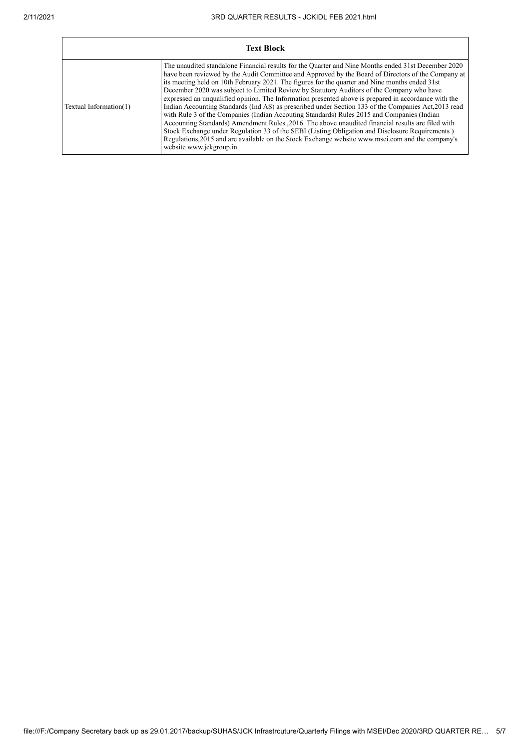| Text Block | |
|---|---|
| Textual Information(1) | The unaudited standalone Financial results for the Quarter and Nine Months ended 31st December 2020 have been reviewed by the Audit Committee and Approved by the Board of Directors of the Company at its meeting held on 10th February 2021. The figures for the quarter and Nine months ended 31st December 2020 was subject to Limited Review by Statutory Auditors of the Company who have expressed an unqualified opinion. The Information presented above is prepared in accordance with the Indian Accounting Standards (Ind AS) as prescribed under Section 133 of the Companies Act,2013 read with Rule 3 of the Companies (Indian Accouting Standards) Rules 2015 and Companies (Indian Accounting Standards) Amendment Rules ,2016. The above unaudited financial results are filed with Stock Exchange under Regulation 33 of the SEBI (Listing Obligation and Disclosure Requirements ) Regulations,2015 and are available on the Stock Exchange website www.msei.com and the company's website www.jckgroup.in. |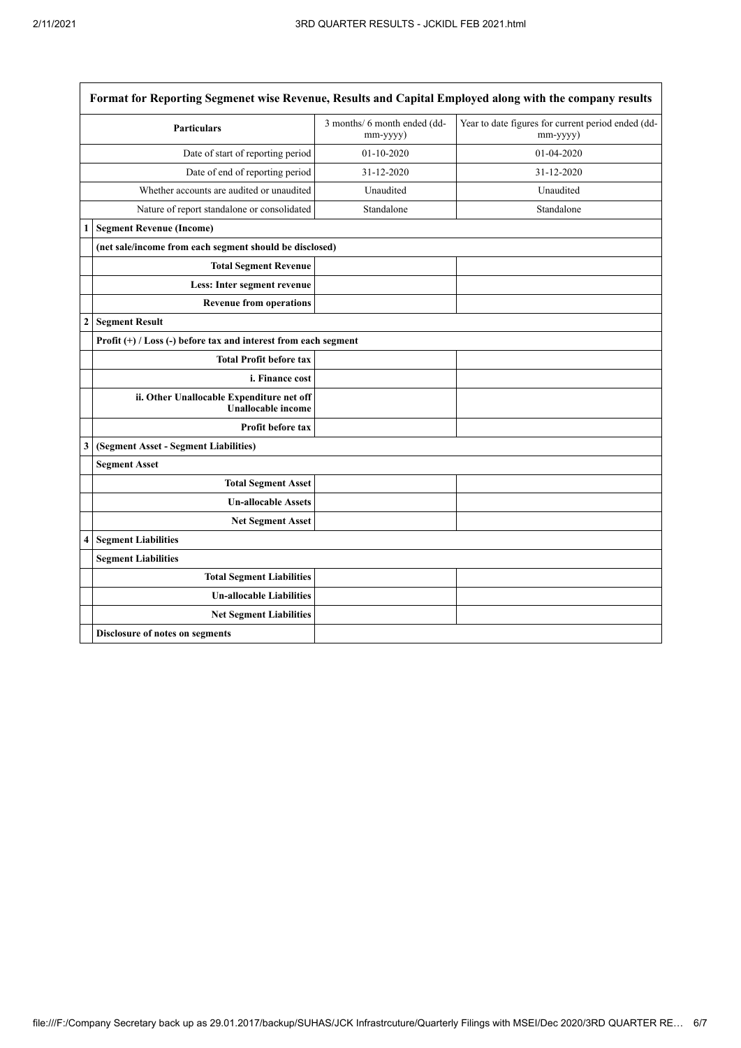| Format for Reporting Segmenet wise Revenue, Results and Capital Employed along with the company results | | | |
|---|---|---|---|
| | **Particulars** | 3 months/ 6 month ended (dd-mm-yyyy) | Year to date figures for current period ended (dd-mm-yyyy) |
| | Date of start of reporting period | 01-10-2020 | 01-04-2020 |
| | Date of end of reporting period | 31-12-2020 | 31-12-2020 |
| | Whether accounts are audited or unaudited | Unaudited | Unaudited |
| | Nature of report standalone or consolidated | Standalone | Standalone |
| **1** | **Segment Revenue (Income)** | | |
| | **(net sale/income from each segment should be disclosed)** | | |
| | **Total Segment Revenue** | | |
| | **Less: Inter segment revenue** | | |
| | **Revenue from operations** | | |
| **2** | **Segment Result** | | |
| | **Profit (+) / Loss (-) before tax and interest from each segment** | | |
| | **Total Profit before tax** | | |
| | **i. Finance cost** | | |
| | **ii. Other Unallocable Expenditure net off Unallocable income** | | |
| | **Profit before tax** | | |
| **3** | **(Segment Asset - Segment Liabilities)** | | |
| | **Segment Asset** | | |
| | **Total Segment Asset** | | |
| | **Un-allocable Assets** | | |
| | **Net Segment Asset** | | |
| **4** | **Segment Liabilities** | | |
| | **Segment Liabilities** | | |
| | **Total Segment Liabilities** | | |
| | **Un-allocable Liabilities** | | |
| | **Net Segment Liabilities** | | |
| | **Disclosure of notes on segments** | | |